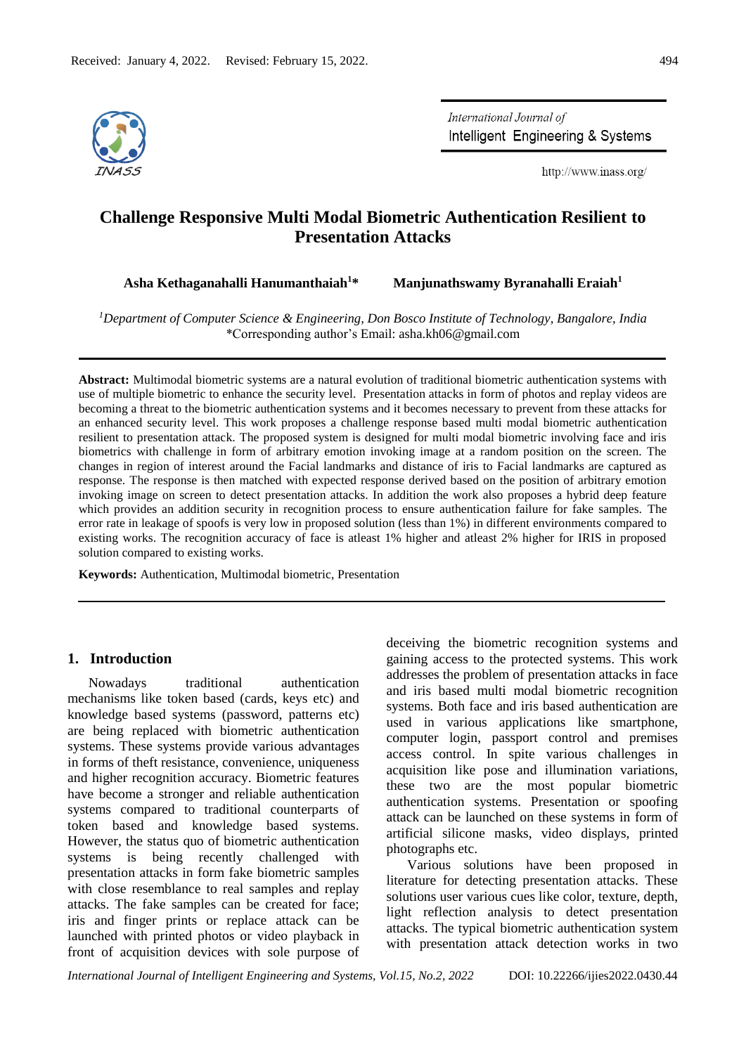Received: January 4, 2022. Revised: February 15, 2022.

# Challenge Responsive Multi Modal Biometric Authentication Resilient to Presentation Attacks

**Asha Kethaganahalli Hanumanthaiah[1]*** **Manjunathswamy Byranahalli Eraiah[1]**

[1] *Department of Computer Science & Engineering, Don Bosco Institute of Technology, Bangalore, India*
*Corresponding author's Email: asha.kh06@gmail.com

**Abstract:** Multimodal biometric systems are a natural evolution of traditional biometric authentication systems with use of multiple biometric to enhance the security level. Presentation attacks in form of photos and replay videos are becoming a threat to the biometric authentication systems and it becomes necessary to prevent from these attacks for an enhanced security level. This work proposes a challenge response based multi modal biometric authentication resilient to presentation attack. The proposed system is designed for multi modal biometric involving face and iris biometrics with challenge in form of arbitrary emotion invoking image at a random position on the screen. The changes in region of interest around the Facial landmarks and distance of iris to Facial landmarks are captured as response. The response is then matched with expected response derived based on the position of arbitrary emotion invoking image on screen to detect presentation attacks. In addition the work also proposes a hybrid deep feature which provides an addition security in recognition process to ensure authentication failure for fake samples. The error rate in leakage of spoofs is very low in proposed solution (less than 1%) in different environments compared to existing works. The recognition accuracy of face is atleast 1% higher and atleast 2% higher for IRIS in proposed solution compared to existing works.

**Keywords:** Authentication, Multimodal biometric, Presentation

## 1. Introduction

Nowadays traditional authentication mechanisms like token based (cards, keys etc) and knowledge based systems (password, patterns etc) are being replaced with biometric authentication systems. These systems provide various advantages in forms of theft resistance, convenience, uniqueness and higher recognition accuracy. Biometric features have become a stronger and reliable authentication systems compared to traditional counterparts of token based and knowledge based systems. However, the status quo of biometric authentication systems is being recently challenged with presentation attacks in form fake biometric samples with close resemblance to real samples and replay attacks. The fake samples can be created for face; iris and finger prints or replace attack can be launched with printed photos or video playback in front of acquisition devices with sole purpose of deceiving the biometric recognition systems and gaining access to the protected systems. This work addresses the problem of presentation attacks in face and iris based multi modal biometric recognition systems. Both face and iris based authentication are used in various applications like smartphone, computer login, passport control and premises access control. In spite various challenges in acquisition like pose and illumination variations, these two are the most popular biometric authentication systems. Presentation or spoofing attack can be launched on these systems in form of artificial silicone masks, video displays, printed photographs etc.

Various solutions have been proposed in literature for detecting presentation attacks. These solutions user various cues like color, texture, depth, light reflection analysis to detect presentation attacks. The typical biometric authentication system with presentation attack detection works in two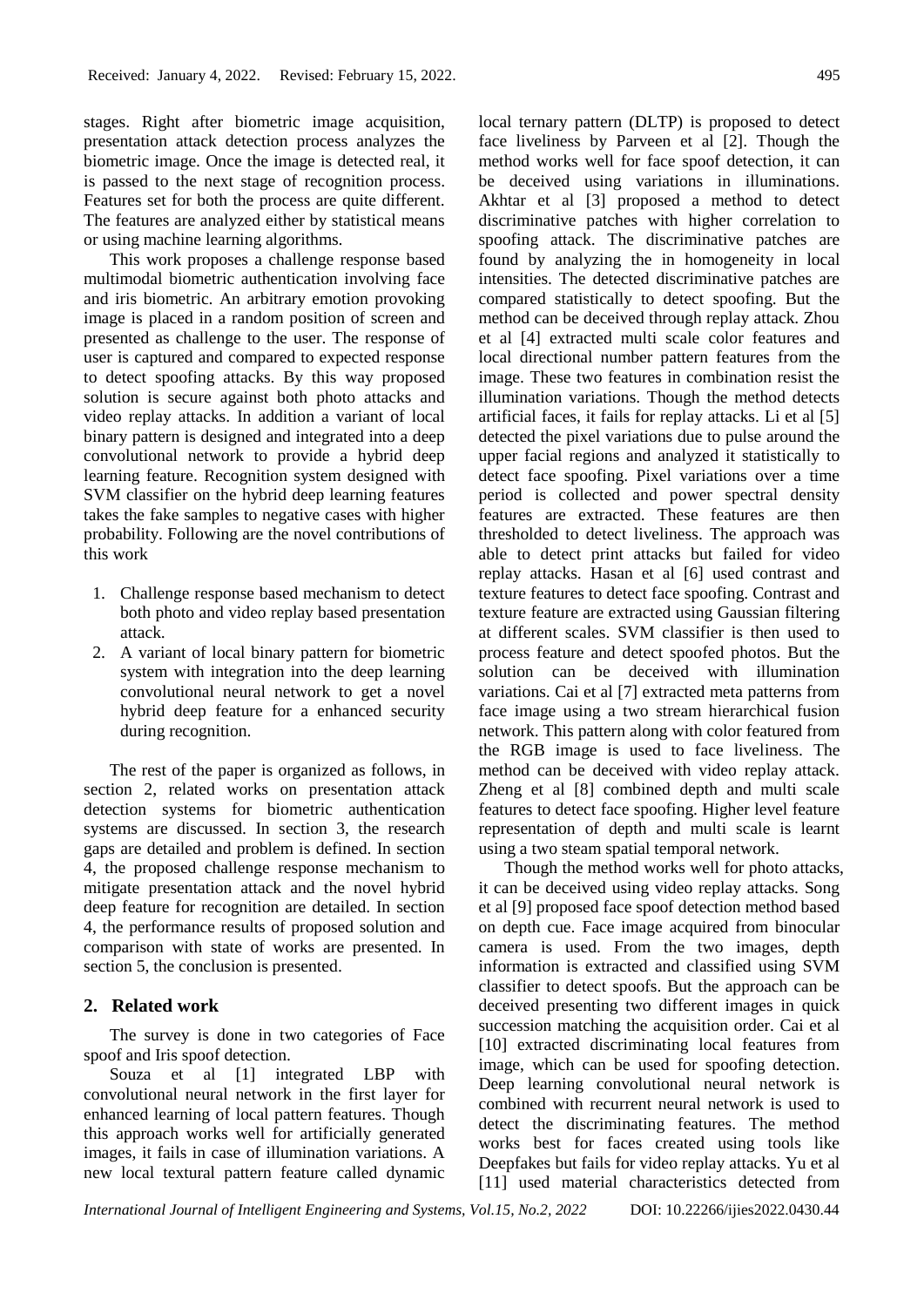stages. Right after biometric image acquisition, presentation attack detection process analyzes the biometric image. Once the image is detected real, it is passed to the next stage of recognition process. Features set for both the process are quite different. The features are analyzed either by statistical means or using machine learning algorithms.

This work proposes a challenge response based multimodal biometric authentication involving face and iris biometric. An arbitrary emotion provoking image is placed in a random position of screen and presented as challenge to the user. The response of user is captured and compared to expected response to detect spoofing attacks. By this way proposed solution is secure against both photo attacks and video replay attacks. In addition a variant of local binary pattern is designed and integrated into a deep convolutional network to provide a hybrid deep learning feature. Recognition system designed with SVM classifier on the hybrid deep learning features takes the fake samples to negative cases with higher probability. Following are the novel contributions of this work

1. Challenge response based mechanism to detect both photo and video replay based presentation attack.
2. A variant of local binary pattern for biometric system with integration into the deep learning convolutional neural network to get a novel hybrid deep feature for a enhanced security during recognition.

The rest of the paper is organized as follows, in section 2, related works on presentation attack detection systems for biometric authentication systems are discussed. In section 3, the research gaps are detailed and problem is defined. In section 4, the proposed challenge response mechanism to mitigate presentation attack and the novel hybrid deep feature for recognition are detailed. In section 4, the performance results of proposed solution and comparison with state of works are presented. In section 5, the conclusion is presented.

## 2. Related work

The survey is done in two categories of Face spoof and Iris spoof detection.

Souza et al [1] integrated LBP with convolutional neural network in the first layer for enhanced learning of local pattern features. Though this approach works well for artificially generated images, it fails in case of illumination variations. A new local textural pattern feature called dynamic local ternary pattern (DLTP) is proposed to detect face liveliness by Parveen et al [2]. Though the method works well for face spoof detection, it can be deceived using variations in illuminations. Akhtar et al [3] proposed a method to detect discriminative patches with higher correlation to spoofing attack. The discriminative patches are found by analyzing the in homogeneity in local intensities. The detected discriminative patches are compared statistically to detect spoofing. But the method can be deceived through replay attack. Zhou et al [4] extracted multi scale color features and local directional number pattern features from the image. These two features in combination resist the illumination variations. Though the method detects artificial faces, it fails for replay attacks. Li et al [5] detected the pixel variations due to pulse around the upper facial regions and analyzed it statistically to detect face spoofing. Pixel variations over a time period is collected and power spectral density features are extracted. These features are then thresholded to detect liveliness. The approach was able to detect print attacks but failed for video replay attacks. Hasan et al [6] used contrast and texture features to detect face spoofing. Contrast and texture feature are extracted using Gaussian filtering at different scales. SVM classifier is then used to process feature and detect spoofed photos. But the solution can be deceived with illumination variations. Cai et al [7] extracted meta patterns from face image using a two stream hierarchical fusion network. This pattern along with color featured from the RGB image is used to face liveliness. The method can be deceived with video replay attack. Zheng et al [8] combined depth and multi scale features to detect face spoofing. Higher level feature representation of depth and multi scale is learnt using a two steam spatial temporal network.

Though the method works well for photo attacks, it can be deceived using video replay attacks. Song et al [9] proposed face spoof detection method based on depth cue. Face image acquired from binocular camera is used. From the two images, depth information is extracted and classified using SVM classifier to detect spoofs. But the approach can be deceived presenting two different images in quick succession matching the acquisition order. Cai et al [10] extracted discriminating local features from image, which can be used for spoofing detection. Deep learning convolutional neural network is combined with recurrent neural network is used to detect the discriminating features. The method works best for faces created using tools like Deepfakes but fails for video replay attacks. Yu et al [11] used material characteristics detected from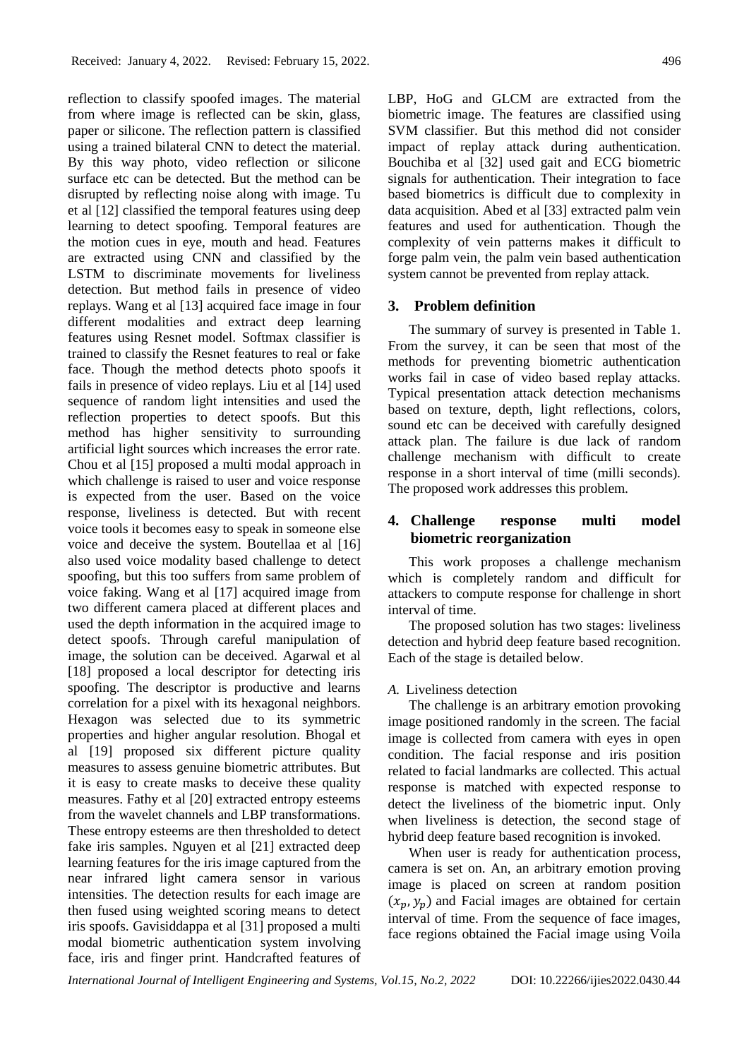reflection to classify spoofed images. The material from where image is reflected can be skin, glass, paper or silicone. The reflection pattern is classified using a trained bilateral CNN to detect the material. By this way photo, video reflection or silicone surface etc can be detected. But the method can be disrupted by reflecting noise along with image. Tu et al [12] classified the temporal features using deep learning to detect spoofing. Temporal features are the motion cues in eye, mouth and head. Features are extracted using CNN and classified by the LSTM to discriminate movements for liveliness detection. But method fails in presence of video replays. Wang et al [13] acquired face image in four different modalities and extract deep learning features using Resnet model. Softmax classifier is trained to classify the Resnet features to real or fake face. Though the method detects photo spoofs it fails in presence of video replays. Liu et al [14] used sequence of random light intensities and used the reflection properties to detect spoofs. But this method has higher sensitivity to surrounding artificial light sources which increases the error rate. Chou et al [15] proposed a multi modal approach in which challenge is raised to user and voice response is expected from the user. Based on the voice response, liveliness is detected. But with recent voice tools it becomes easy to speak in someone else voice and deceive the system. Boutellaa et al [16] also used voice modality based challenge to detect spoofing, but this too suffers from same problem of voice faking. Wang et al [17] acquired image from two different camera placed at different places and used the depth information in the acquired image to detect spoofs. Through careful manipulation of image, the solution can be deceived. Agarwal et al [18] proposed a local descriptor for detecting iris spoofing. The descriptor is productive and learns correlation for a pixel with its hexagonal neighbors. Hexagon was selected due to its symmetric properties and higher angular resolution. Bhogal et al [19] proposed six different picture quality measures to assess genuine biometric attributes. But it is easy to create masks to deceive these quality measures. Fathy et al [20] extracted entropy esteems from the wavelet channels and LBP transformations. These entropy esteems are then thresholded to detect fake iris samples. Nguyen et al [21] extracted deep learning features for the iris image captured from the near infrared light camera sensor in various intensities. The detection results for each image are then fused using weighted scoring means to detect iris spoofs. Gavisiddappa et al [31] proposed a multi modal biometric authentication system involving face, iris and finger print. Handcrafted features of LBP, HoG and GLCM are extracted from the biometric image. The features are classified using SVM classifier. But this method did not consider impact of replay attack during authentication. Bouchiba et al [32] used gait and ECG biometric signals for authentication. Their integration to face based biometrics is difficult due to complexity in data acquisition. Abed et al [33] extracted palm vein features and used for authentication. Though the complexity of vein patterns makes it difficult to forge palm vein, the palm vein based authentication system cannot be prevented from replay attack.

## 3. Problem definition

The summary of survey is presented in Table 1. From the survey, it can be seen that most of the methods for preventing biometric authentication works fail in case of video based replay attacks. Typical presentation attack detection mechanisms based on texture, depth, light reflections, colors, sound etc can be deceived with carefully designed attack plan. The failure is due lack of random challenge mechanism with difficult to create response in a short interval of time (milli seconds). The proposed work addresses this problem.

## 4. Challenge response multi model biometric reorganization

This work proposes a challenge mechanism which is completely random and difficult for attackers to compute response for challenge in short interval of time.

The proposed solution has two stages: liveliness detection and hybrid deep feature based recognition. Each of the stage is detailed below.

### *A.* Liveliness detection

The challenge is an arbitrary emotion provoking image positioned randomly in the screen. The facial image is collected from camera with eyes in open condition. The facial response and iris position related to facial landmarks are collected. This actual response is matched with expected response to detect the liveliness of the biometric input. Only when liveliness is detection, the second stage of hybrid deep feature based recognition is invoked.

When user is ready for authentication process, camera is set on. An, an arbitrary emotion proving image is placed on screen at random position $(x_p, y_p)$ and Facial images are obtained for certain interval of time. From the sequence of face images, face regions obtained the Facial image using Voila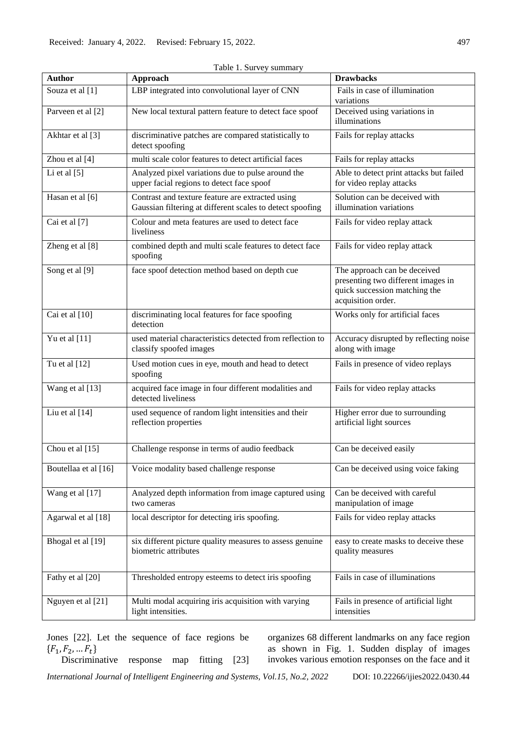Table 1. Survey summary

| Author | Approach | Drawbacks |
|---|---|---|
| Souza et al [1] | LBP integrated into convolutional layer of CNN | Fails in case of illumination variations |
| Parveen et al [2] | New local textural pattern feature to detect face spoof | Deceived using variations in illuminations |
| Akhtar et al [3] | discriminative patches are compared statistically to detect spoofing | Fails for replay attacks |
| Zhou et al [4] | multi scale color features to detect artificial faces | Fails for replay attacks |
| Li et al [5] | Analyzed pixel variations due to pulse around the upper facial regions to detect face spoof | Able to detect print attacks but failed for video replay attacks |
| Hasan et al [6] | Contrast and texture feature are extracted using Gaussian filtering at different scales to detect spoofing | Solution can be deceived with illumination variations |
| Cai et al [7] | Colour and meta features are used to detect face liveliness | Fails for video replay attack |
| Zheng et al [8] | combined depth and multi scale features to detect face spoofing | Fails for video replay attack |
| Song et al [9] | face spoof detection method based on depth cue | The approach can be deceived presenting two different images in quick succession matching the acquisition order. |
| Cai et al [10] | discriminating local features for face spoofing detection | Works only for artificial faces |
| Yu et al [11] | used material characteristics detected from reflection to classify spoofed images | Accuracy disrupted by reflecting noise along with image |
| Tu et al [12] | Used motion cues in eye, mouth and head to detect spoofing | Fails in presence of video replays |
| Wang et al [13] | acquired face image in four different modalities and detected liveliness | Fails for video replay attacks |
| Liu et al [14] | used sequence of random light intensities and their reflection properties | Higher error due to surrounding artificial light sources |
| Chou et al [15] | Challenge response in terms of audio feedback | Can be deceived easily |
| Boutellaa et al [16] | Voice modality based challenge response | Can be deceived using voice faking |
| Wang et al [17] | Analyzed depth information from image captured using two cameras | Can be deceived with careful manipulation of image |
| Agarwal et al [18] | local descriptor for detecting iris spoofing. | Fails for video replay attacks |
| Bhogal et al [19] | six different picture quality measures to assess genuine biometric attributes | easy to create masks to deceive these quality measures |
| Fathy et al [20] | Thresholded entropy esteems to detect iris spoofing | Fails in case of illuminations |
| Nguyen et al [21] | Multi modal acquiring iris acquisition with varying light intensities. | Fails in presence of artificial light intensities |

Jones [22]. Let the sequence of face regions be $\{F_1, F_2, \ldots F_t\}$

Discriminative response map fitting [23] organizes 68 different landmarks on any face region as shown in Fig. 1. Sudden display of images invokes various emotion responses on the face and it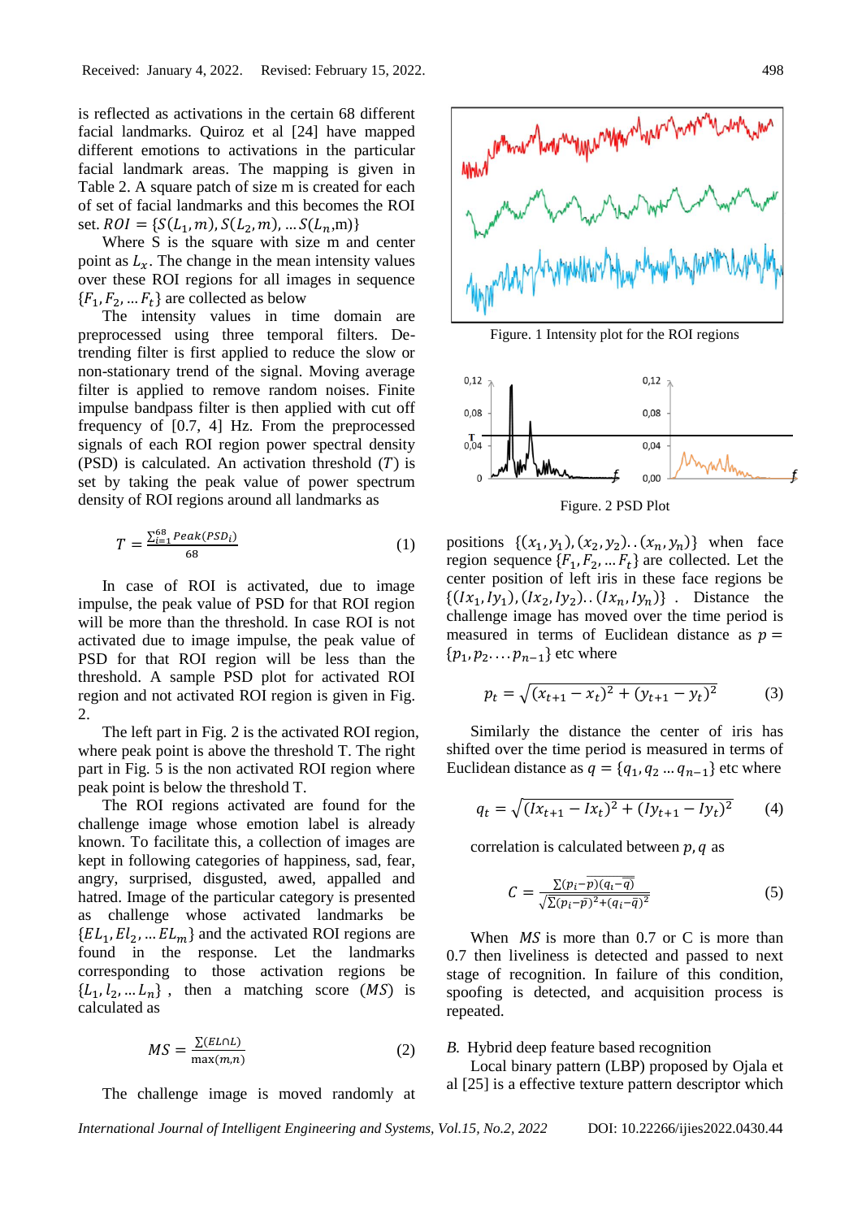is reflected as activations in the certain 68 different facial landmarks. Quiroz et al [24] have mapped different emotions to activations in the particular facial landmark areas. The mapping is given in Table 2. A square patch of size m is created for each of set of facial landmarks and this becomes the ROI set. $ROI = \{S(L_1, m), S(L_2, m), \ldots S(L_n, m)\}$

Where S is the square with size m and center point as $L_x$. The change in the mean intensity values over these ROI regions for all images in sequence $\{F_1, F_2, \ldots F_t\}$ are collected as below

The intensity values in time domain are preprocessed using three temporal filters. De-trending filter is first applied to reduce the slow or non-stationary trend of the signal. Moving average filter is applied to remove random noises. Finite impulse bandpass filter is then applied with cut off frequency of [0.7, 4] Hz. From the preprocessed signals of each ROI region power spectral density (PSD) is calculated. An activation threshold ($T$) is set by taking the peak value of power spectrum density of ROI regions around all landmarks as

$$T = \frac{\sum_{i=1}^{68} Peak(PSD_i)}{68} \tag{1}$$

In case of ROI is activated, due to image impulse, the peak value of PSD for that ROI region will be more than the threshold. In case ROI is not activated due to image impulse, the peak value of PSD for that ROI region will be less than the threshold. A sample PSD plot for activated ROI region and not activated ROI region is given in Fig. 2.

The left part in Fig. 2 is the activated ROI region, where peak point is above the threshold T. The right part in Fig. 5 is the non activated ROI region where peak point is below the threshold T.

The ROI regions activated are found for the challenge image whose emotion label is already known. To facilitate this, a collection of images are kept in following categories of happiness, sad, fear, angry, surprised, disgusted, awed, appalled and hatred. Image of the particular category is presented as challenge whose activated landmarks be $\{EL_1, El_2, \ldots EL_m\}$ and the activated ROI regions are found in the response. Let the landmarks corresponding to those activation regions be $\{L_1, l_2, \ldots L_n\}$, then a matching score ($MS$) is calculated as

$$MS = \frac{\sum(EL \cap L)}{\max(m,n)} \tag{2}$$

The challenge image is moved randomly at

Figure. 1 Intensity plot for the ROI regions

Figure. 2 PSD Plot

positions $\{(x_1, y_1), (x_2, y_2) \ldots (x_n, y_n)\}$ when face region sequence $\{F_1, F_2, \ldots F_t\}$ are collected. Let the center position of left iris in these face regions be $\{(Ix_1, Iy_1), (Ix_2, Iy_2) \ldots (Ix_n, Iy_n)\}$. Distance the challenge image has moved over the time period is measured in terms of Euclidean distance as $p = \{p_1, p_2 \ldots p_{n-1}\}$ etc where

$$p_t = \sqrt{(x_{t+1} - x_t)^2 + (y_{t+1} - y_t)^2} \tag{3}$$

Similarly the distance the center of iris has shifted over the time period is measured in terms of Euclidean distance as $q = \{q_1, q_2 \ldots q_{n-1}\}$ etc where

$$q_t = \sqrt{(Ix_{t+1} - Ix_t)^2 + (Iy_{t+1} - Iy_t)^2} \tag{4}$$

correlation is calculated between $p, q$ as

$$C = \frac{\sum(p_i - \bar{p})(q_i - \bar{q})}{\sqrt{\sum(p_i - \bar{p})^2 + (q_i - \bar{q})^2}} \tag{5}$$

When $MS$ is more than 0.7 or C is more than 0.7 then liveliness is detected and passed to next stage of recognition. In failure of this condition, spoofing is detected, and acquisition process is repeated.

### B. Hybrid deep feature based recognition

Local binary pattern (LBP) proposed by Ojala et al [25] is a effective texture pattern descriptor which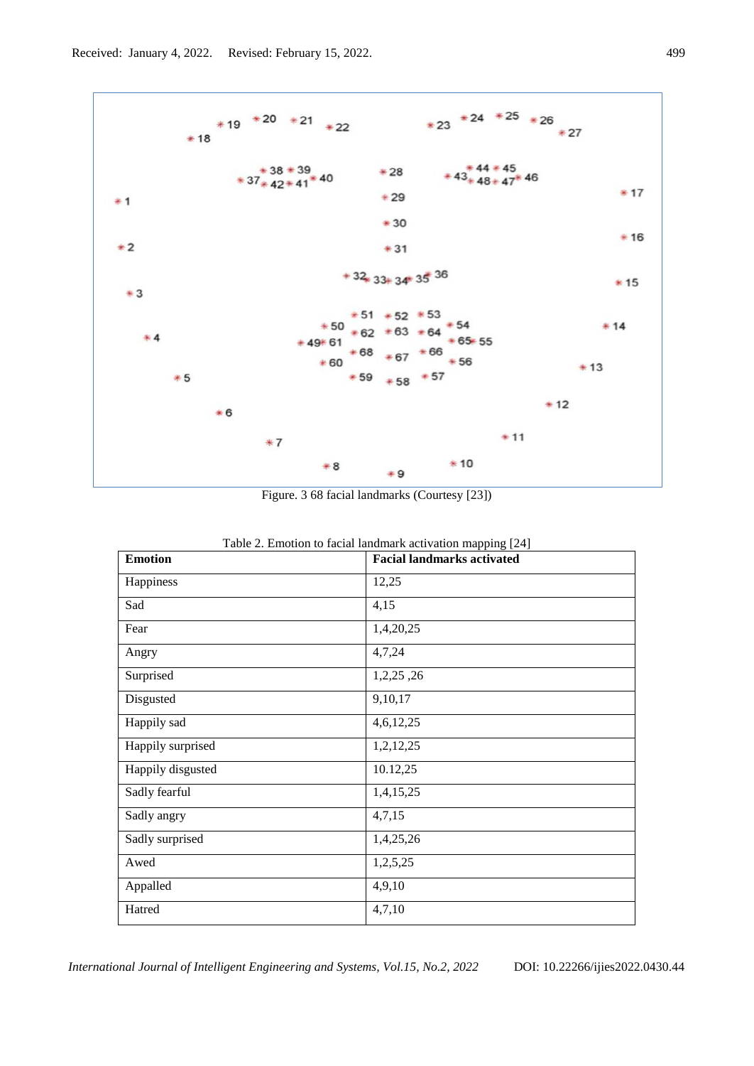Received: January 4, 2022. Revised: February 15, 2022.

Figure. 3 68 facial landmarks (Courtesy [23])

Table 2. Emotion to facial landmark activation mapping [24]

| Emotion | Facial landmarks activated |
|---|---|
| Happiness | 12,25 |
| Sad | 4,15 |
| Fear | 1,4,20,25 |
| Angry | 4,7,24 |
| Surprised | 1,2,25 ,26 |
| Disgusted | 9,10,17 |
| Happily sad | 4,6,12,25 |
| Happily surprised | 1,2,12,25 |
| Happily disgusted | 10.12,25 |
| Sadly fearful | 1,4,15,25 |
| Sadly angry | 4,7,15 |
| Sadly surprised | 1,4,25,26 |
| Awed | 1,2,5,25 |
| Appalled | 4,9,10 |
| Hatred | 4,7,10 |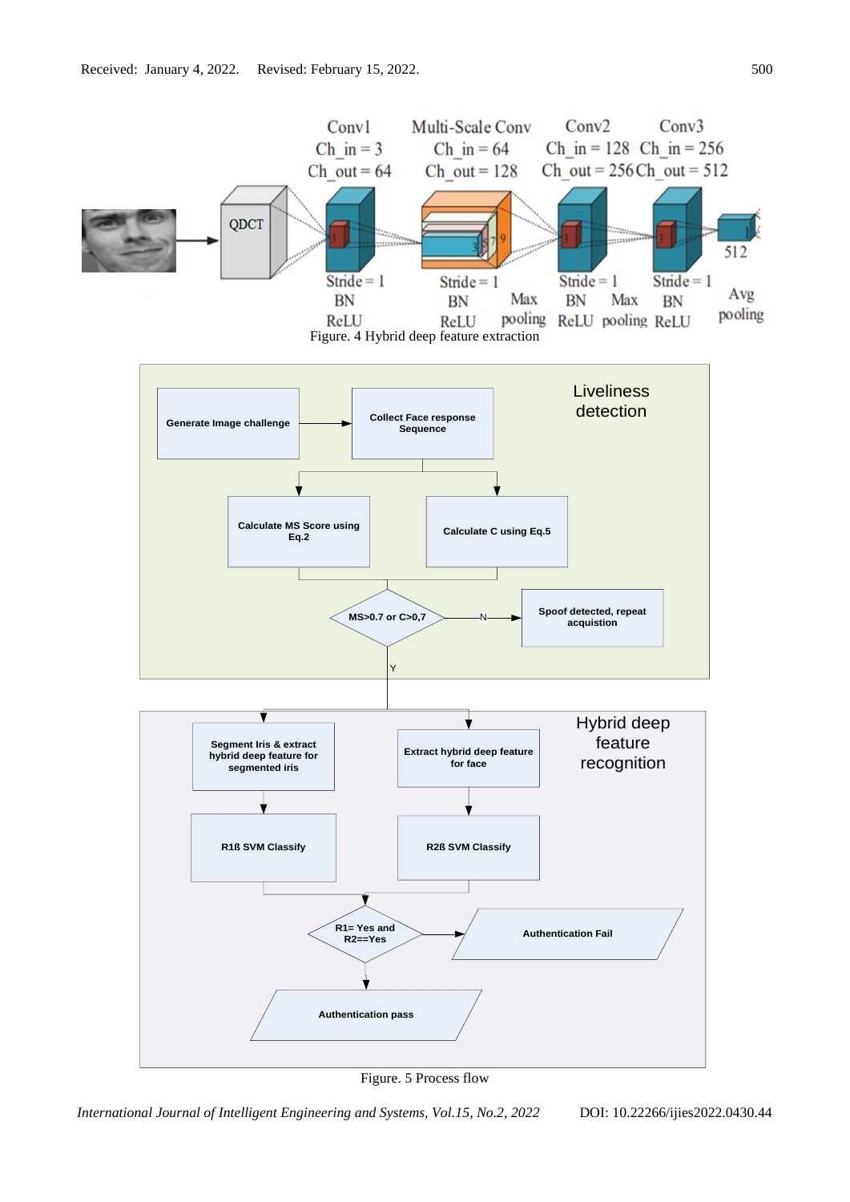Figure. 4 Hybrid deep feature extraction

Figure. 5 Process flow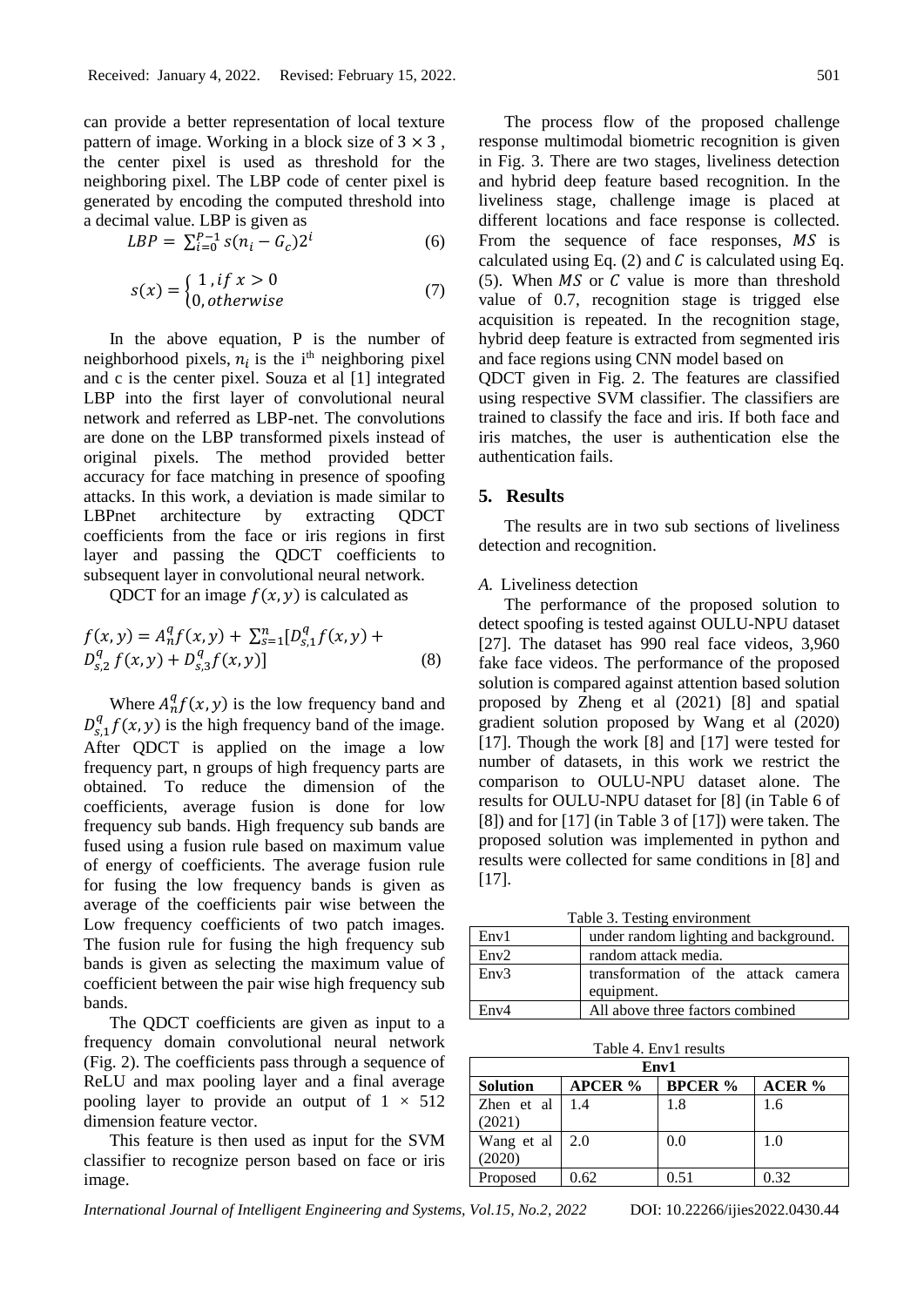can provide a better representation of local texture pattern of image. Working in a block size of $3 \times 3$, the center pixel is used as threshold for the neighboring pixel. The LBP code of center pixel is generated by encoding the computed threshold into a decimal value. LBP is given as

$$LBP = \sum_{i=0}^{P-1} s(n_i - G_c)2^i \tag{6}$$

$$s(x) = \begin{cases} 1, if\ x > 0 \\ 0, otherwise \end{cases} \tag{7}$$

In the above equation, P is the number of neighborhood pixels, $n_i$ is the i[th] neighboring pixel and c is the center pixel. Souza et al [1] integrated LBP into the first layer of convolutional neural network and referred as LBP-net. The convolutions are done on the LBP transformed pixels instead of original pixels. The method provided better accuracy for face matching in presence of spoofing attacks. In this work, a deviation is made similar to LBPnet architecture by extracting QDCT coefficients from the face or iris regions in first layer and passing the QDCT coefficients to subsequent layer in convolutional neural network.

QDCT for an image $f(x, y)$ is calculated as

$$f(x, y) = A_n^q f(x, y) + \sum_{s=1}^{n} [D_{s,1}^q f(x, y) + D_{s,2}^q f(x, y) + D_{s,3}^q f(x, y)] \tag{8}$$

Where $A_n^q f(x, y)$ is the low frequency band and $D_{s,1}^q f(x, y)$ is the high frequency band of the image. After QDCT is applied on the image a low frequency part, n groups of high frequency parts are obtained. To reduce the dimension of the coefficients, average fusion is done for low frequency sub bands. High frequency sub bands are fused using a fusion rule based on maximum value of energy of coefficients. The average fusion rule for fusing the low frequency bands is given as average of the coefficients pair wise between the Low frequency coefficients of two patch images. The fusion rule for fusing the high frequency sub bands is given as selecting the maximum value of coefficient between the pair wise high frequency sub bands.

The QDCT coefficients are given as input to a frequency domain convolutional neural network (Fig. 2). The coefficients pass through a sequence of ReLU and max pooling layer and a final average pooling layer to provide an output of $1 \times 512$ dimension feature vector.

This feature is then used as input for the SVM classifier to recognize person based on face or iris image.

The process flow of the proposed challenge response multimodal biometric recognition is given in Fig. 3. There are two stages, liveliness detection and hybrid deep feature based recognition. In the liveliness stage, challenge image is placed at different locations and face response is collected. From the sequence of face responses, $MS$ is calculated using Eq. (2) and $C$ is calculated using Eq. (5). When $MS$ or $C$ value is more than threshold value of 0.7, recognition stage is trigged else acquisition is repeated. In the recognition stage, hybrid deep feature is extracted from segmented iris and face regions using CNN model based on QDCT given in Fig. 2. The features are classified using respective SVM classifier. The classifiers are trained to classify the face and iris. If both face and iris matches, the user is authentication else the authentication fails.

## 5. Results

The results are in two sub sections of liveliness detection and recognition.

### *A.* Liveliness detection

The performance of the proposed solution to detect spoofing is tested against OULU-NPU dataset [27]. The dataset has 990 real face videos, 3,960 fake face videos. The performance of the proposed solution is compared against attention based solution proposed by Zheng et al (2021) [8] and spatial gradient solution proposed by Wang et al (2020) [17]. Though the work [8] and [17] were tested for number of datasets, in this work we restrict the comparison to OULU-NPU dataset alone. The results for OULU-NPU dataset for [8] (in Table 6 of [8]) and for [17] (in Table 3 of [17]) were taken. The proposed solution was implemented in python and results were collected for same conditions in [8] and [17].

Table 3. Testing environment

| | |
|---|---|
| Env1 | under random lighting and background. |
| Env2 | random attack media. |
| Env3 | transformation of the attack camera equipment. |
| Env4 | All above three factors combined |

Table 4. Env1 results

| Env1 | | | |
|---|---|---|---|
| **Solution** | **APCER %** | **BPCER %** | **ACER %** |
| Zhen et al (2021) | 1.4 | 1.8 | 1.6 |
| Wang et al (2020) | 2.0 | 0.0 | 1.0 |
| Proposed | 0.62 | 0.51 | 0.32 |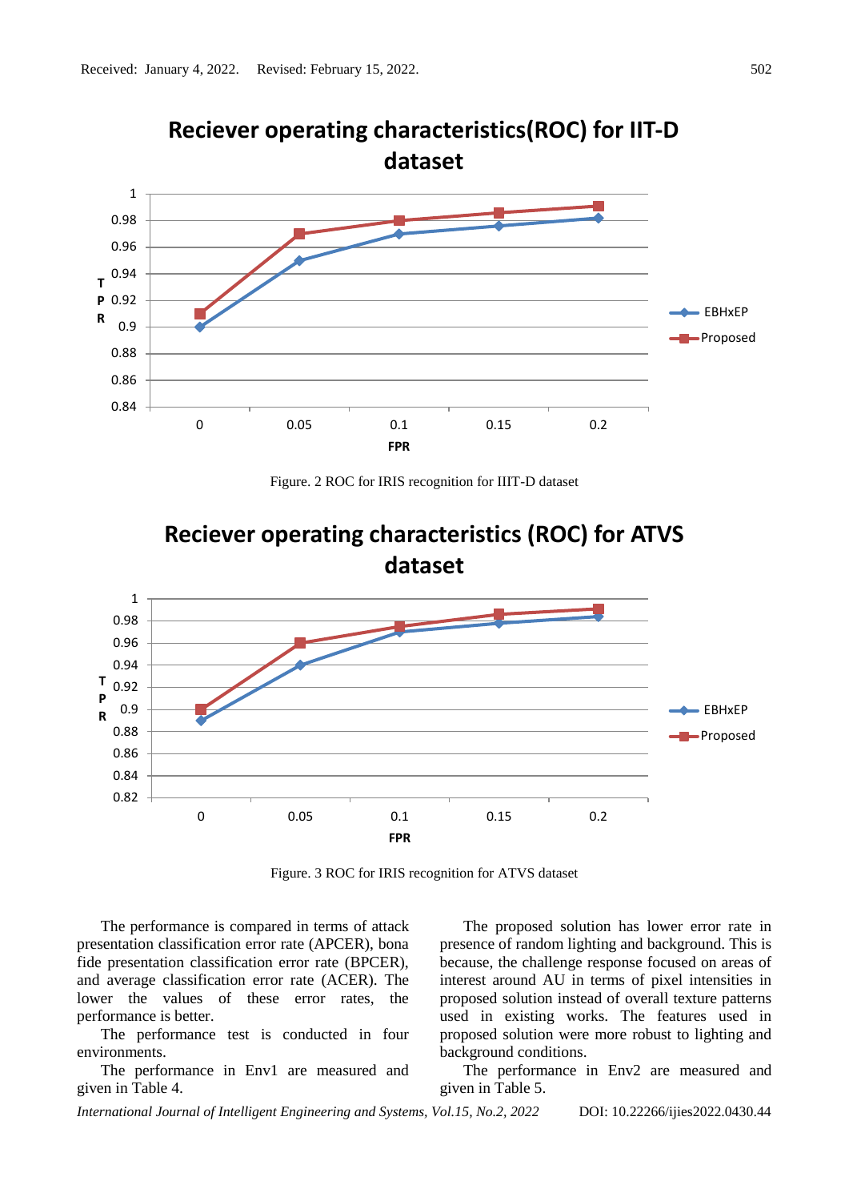Figure. 2 ROC for IRIS recognition for IIIT-D dataset

Figure. 3 ROC for IRIS recognition for ATVS dataset

The performance is compared in terms of attack presentation classification error rate (APCER), bona fide presentation classification error rate (BPCER), and average classification error rate (ACER). The lower the values of these error rates, the performance is better.

The performance test is conducted in four environments.

The performance in Env1 are measured and given in Table 4.

The proposed solution has lower error rate in presence of random lighting and background. This is because, the challenge response focused on areas of interest around AU in terms of pixel intensities in proposed solution instead of overall texture patterns used in existing works. The features used in proposed solution were more robust to lighting and background conditions.

The performance in Env2 are measured and given in Table 5.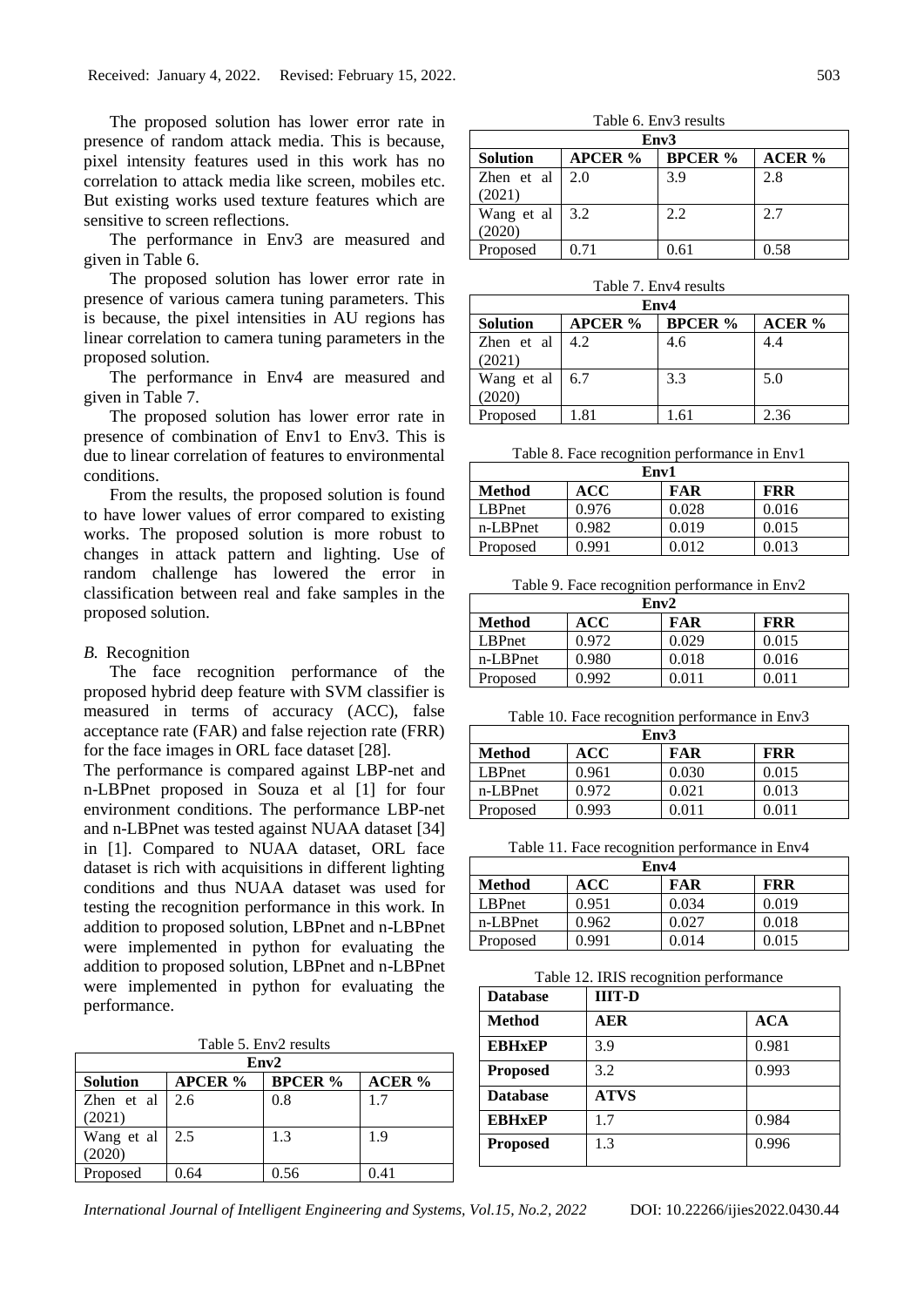The proposed solution has lower error rate in presence of random attack media. This is because, pixel intensity features used in this work has no correlation to attack media like screen, mobiles etc. But existing works used texture features which are sensitive to screen reflections.

The performance in Env3 are measured and given in Table 6.

The proposed solution has lower error rate in presence of various camera tuning parameters. This is because, the pixel intensities in AU regions has linear correlation to camera tuning parameters in the proposed solution.

The performance in Env4 are measured and given in Table 7.

The proposed solution has lower error rate in presence of combination of Env1 to Env3. This is due to linear correlation of features to environmental conditions.

From the results, the proposed solution is found to have lower values of error compared to existing works. The proposed solution is more robust to changes in attack pattern and lighting. Use of random challenge has lowered the error in classification between real and fake samples in the proposed solution.

### *B.* Recognition

The face recognition performance of the proposed hybrid deep feature with SVM classifier is measured in terms of accuracy (ACC), false acceptance rate (FAR) and false rejection rate (FRR) for the face images in ORL face dataset [28].

The performance is compared against LBP-net and n-LBPnet proposed in Souza et al [1] for four environment conditions. The performance LBP-net and n-LBPnet was tested against NUAA dataset [34] in [1]. Compared to NUAA dataset, ORL face dataset is rich with acquisitions in different lighting conditions and thus NUAA dataset was used for testing the recognition performance in this work. In addition to proposed solution, LBPnet and n-LBPnet were implemented in python for evaluating the addition to proposed solution, LBPnet and n-LBPnet were implemented in python for evaluating the performance.

Table 5. Env2 results

| Env2 | | | |
|---|---|---|---|
| **Solution** | **APCER %** | **BPCER %** | **ACER %** |
| Zhen et al (2021) | 2.6 | 0.8 | 1.7 |
| Wang et al (2020) | 2.5 | 1.3 | 1.9 |
| Proposed | 0.64 | 0.56 | 0.41 |

Table 6. Env3 results

| Env3 | | | |
|---|---|---|---|
| **Solution** | **APCER %** | **BPCER %** | **ACER %** |
| Zhen et al (2021) | 2.0 | 3.9 | 2.8 |
| Wang et al (2020) | 3.2 | 2.2 | 2.7 |
| Proposed | 0.71 | 0.61 | 0.58 |

Table 7. Env4 results

| Env4 | | | |
|---|---|---|---|
| **Solution** | **APCER %** | **BPCER %** | **ACER %** |
| Zhen et al (2021) | 4.2 | 4.6 | 4.4 |
| Wang et al (2020) | 6.7 | 3.3 | 5.0 |
| Proposed | 1.81 | 1.61 | 2.36 |

Table 8. Face recognition performance in Env1

| Env1 | | | |
|---|---|---|---|
| **Method** | **ACC** | **FAR** | **FRR** |
| LBPnet | 0.976 | 0.028 | 0.016 |
| n-LBPnet | 0.982 | 0.019 | 0.015 |
| Proposed | 0.991 | 0.012 | 0.013 |

Table 9. Face recognition performance in Env2

| Env2 | | | |
|---|---|---|---|
| **Method** | **ACC** | **FAR** | **FRR** |
| LBPnet | 0.972 | 0.029 | 0.015 |
| n-LBPnet | 0.980 | 0.018 | 0.016 |
| Proposed | 0.992 | 0.011 | 0.011 |

Table 10. Face recognition performance in Env3

| Env3 | | | |
|---|---|---|---|
| **Method** | **ACC** | **FAR** | **FRR** |
| LBPnet | 0.961 | 0.030 | 0.015 |
| n-LBPnet | 0.972 | 0.021 | 0.013 |
| Proposed | 0.993 | 0.011 | 0.011 |

Table 11. Face recognition performance in Env4

| Env4 | | | |
|---|---|---|---|
| **Method** | **ACC** | **FAR** | **FRR** |
| LBPnet | 0.951 | 0.034 | 0.019 |
| n-LBPnet | 0.962 | 0.027 | 0.018 |
| Proposed | 0.991 | 0.014 | 0.015 |

Table 12. IRIS recognition performance

| **Database** | **IIIT-D** | |
|---|---|---|
| **Method** | **AER** | **ACA** |
| **EBHxEP** | 3.9 | 0.981 |
| **Proposed** | 3.2 | 0.993 |
| **Database** | **ATVS** | |
| **EBHxEP** | 1.7 | 0.984 |
| **Proposed** | 1.3 | 0.996 |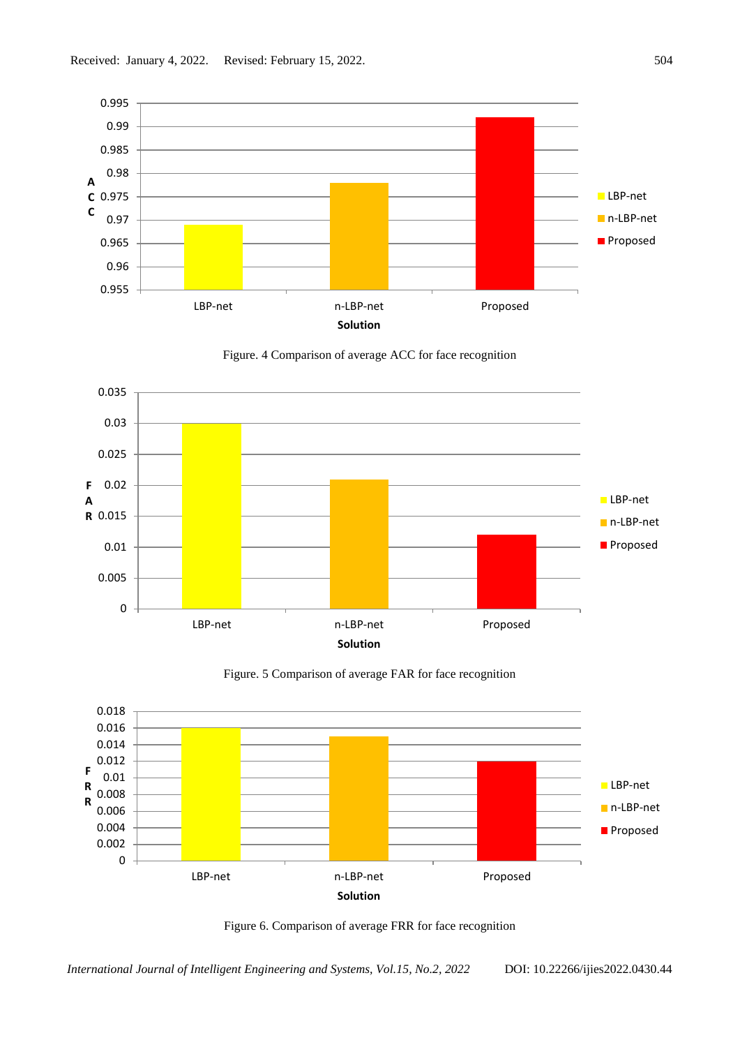Figure. 4 Comparison of average ACC for face recognition

Figure. 5 Comparison of average FAR for face recognition

Figure 6. Comparison of average FRR for face recognition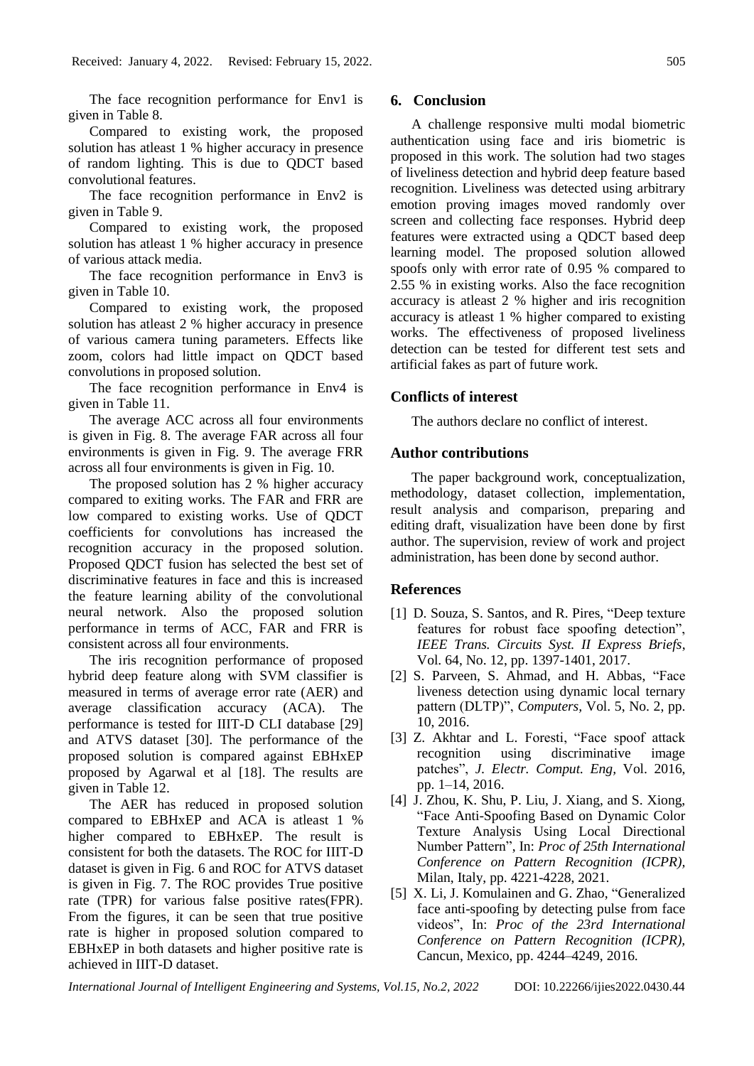The face recognition performance for Env1 is given in Table 8.

Compared to existing work, the proposed solution has atleast 1 % higher accuracy in presence of random lighting. This is due to QDCT based convolutional features.

The face recognition performance in Env2 is given in Table 9.

Compared to existing work, the proposed solution has atleast 1 % higher accuracy in presence of various attack media.

The face recognition performance in Env3 is given in Table 10.

Compared to existing work, the proposed solution has atleast 2 % higher accuracy in presence of various camera tuning parameters. Effects like zoom, colors had little impact on QDCT based convolutions in proposed solution.

The face recognition performance in Env4 is given in Table 11.

The average ACC across all four environments is given in Fig. 8. The average FAR across all four environments is given in Fig. 9. The average FRR across all four environments is given in Fig. 10.

The proposed solution has 2 % higher accuracy compared to exiting works. The FAR and FRR are low compared to existing works. Use of QDCT coefficients for convolutions has increased the recognition accuracy in the proposed solution. Proposed QDCT fusion has selected the best set of discriminative features in face and this is increased the feature learning ability of the convolutional neural network. Also the proposed solution performance in terms of ACC, FAR and FRR is consistent across all four environments.

The iris recognition performance of proposed hybrid deep feature along with SVM classifier is measured in terms of average error rate (AER) and average classification accuracy (ACA). The performance is tested for IIIT-D CLI database [29] and ATVS dataset [30]. The performance of the proposed solution is compared against EBHxEP proposed by Agarwal et al [18]. The results are given in Table 12.

The AER has reduced in proposed solution compared to EBHxEP and ACA is atleast 1 % higher compared to EBHxEP. The result is consistent for both the datasets. The ROC for IIIT-D dataset is given in Fig. 6 and ROC for ATVS dataset is given in Fig. 7. The ROC provides True positive rate (TPR) for various false positive rates(FPR). From the figures, it can be seen that true positive rate is higher in proposed solution compared to EBHxEP in both datasets and higher positive rate is achieved in IIIT-D dataset.

## 6. Conclusion

A challenge responsive multi modal biometric authentication using face and iris biometric is proposed in this work. The solution had two stages of liveliness detection and hybrid deep feature based recognition. Liveliness was detected using arbitrary emotion proving images moved randomly over screen and collecting face responses. Hybrid deep features were extracted using a QDCT based deep learning model. The proposed solution allowed spoofs only with error rate of 0.95 % compared to 2.55 % in existing works. Also the face recognition accuracy is atleast 2 % higher and iris recognition accuracy is atleast 1 % higher compared to existing works. The effectiveness of proposed liveliness detection can be tested for different test sets and artificial fakes as part of future work.

## Conflicts of interest

The authors declare no conflict of interest.

## Author contributions

The paper background work, conceptualization, methodology, dataset collection, implementation, result analysis and comparison, preparing and editing draft, visualization have been done by first author. The supervision, review of work and project administration, has been done by second author.

## References

[1] D. Souza, S. Santos, and R. Pires, “Deep texture features for robust face spoofing detection”, *IEEE Trans. Circuits Syst. II Express Briefs*, Vol. 64, No. 12, pp. 1397-1401, 2017.

[2] S. Parveen, S. Ahmad, and H. Abbas, “Face liveness detection using dynamic local ternary pattern (DLTP)”, *Computers,* Vol. 5, No. 2, pp. 10, 2016.

[3] Z. Akhtar and L. Foresti, “Face spoof attack recognition using discriminative image patches”, *J. Electr. Comput. Eng,* Vol. 2016, pp. 1–14, 2016.

[4] J. Zhou, K. Shu, P. Liu, J. Xiang, and S. Xiong, “Face Anti-Spoofing Based on Dynamic Color Texture Analysis Using Local Directional Number Pattern”, In: *Proc of 25th International Conference on Pattern Recognition (ICPR),* Milan, Italy, pp. 4221-4228, 2021.

[5] X. Li, J. Komulainen and G. Zhao, “Generalized face anti-spoofing by detecting pulse from face videos”, In: *Proc of the 23rd International Conference on Pattern Recognition (ICPR),* Cancun, Mexico, pp. 4244–4249, 2016.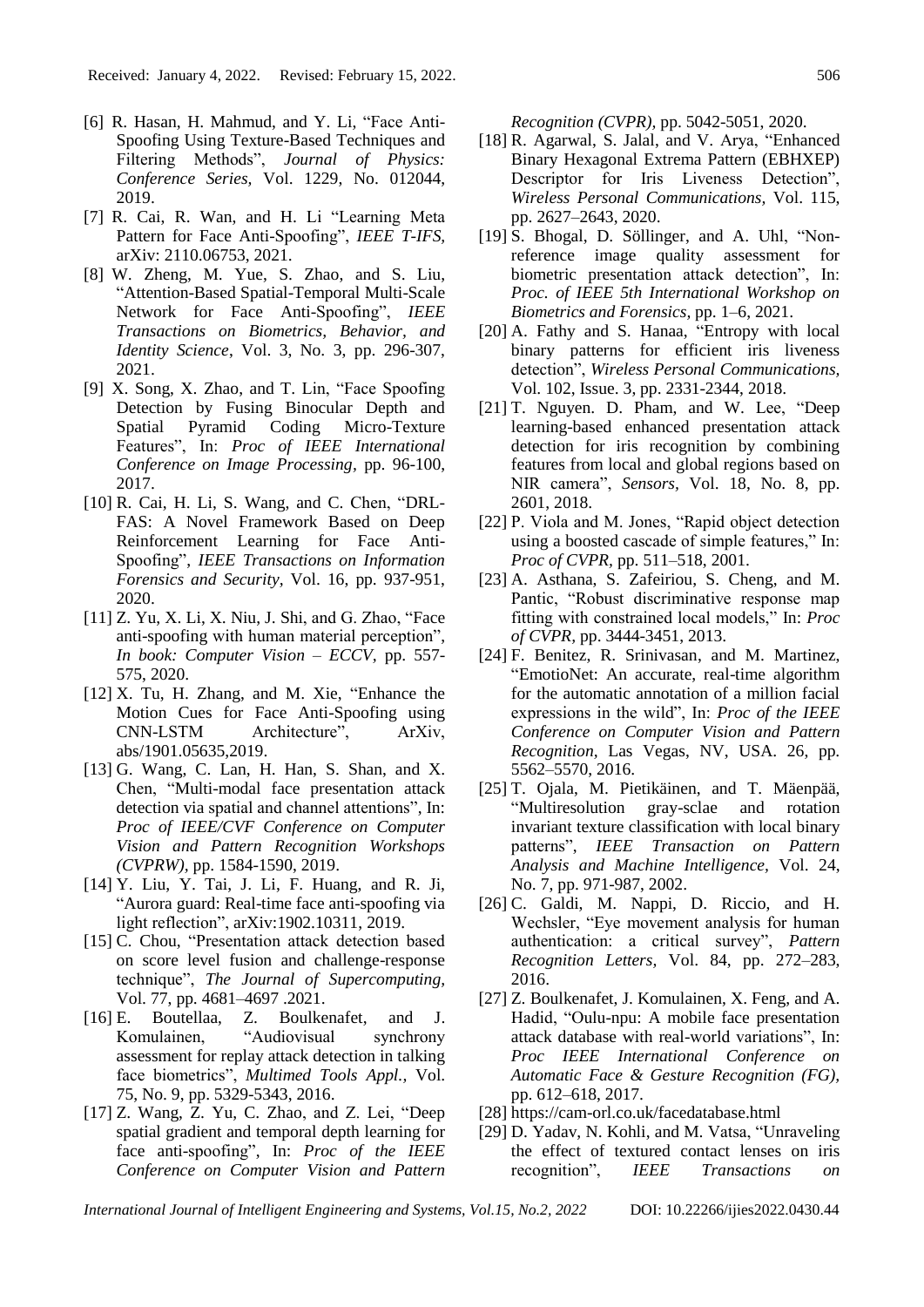[6] R. Hasan, H. Mahmud, and Y. Li, "Face Anti-Spoofing Using Texture-Based Techniques and Filtering Methods", *Journal of Physics: Conference Series*, Vol. 1229, No. 012044, 2019.

[7] R. Cai, R. Wan, and H. Li "Learning Meta Pattern for Face Anti-Spoofing", *IEEE T-IFS*, arXiv: 2110.06753, 2021.

[8] W. Zheng, M. Yue, S. Zhao, and S. Liu, "Attention-Based Spatial-Temporal Multi-Scale Network for Face Anti-Spoofing", *IEEE Transactions on Biometrics, Behavior, and Identity Science*, Vol. 3, No. 3, pp. 296-307, 2021.

[9] X. Song, X. Zhao, and T. Lin, "Face Spoofing Detection by Fusing Binocular Depth and Spatial Pyramid Coding Micro-Texture Features", In: *Proc of IEEE International Conference on Image Processing*, pp. 96-100, 2017.

[10] R. Cai, H. Li, S. Wang, and C. Chen, "DRL-FAS: A Novel Framework Based on Deep Reinforcement Learning for Face Anti-Spoofing", *IEEE Transactions on Information Forensics and Security*, Vol. 16, pp. 937-951, 2020.

[11] Z. Yu, X. Li, X. Niu, J. Shi, and G. Zhao, "Face anti-spoofing with human material perception", *In book: Computer Vision – ECCV*, pp. 557-575, 2020.

[12] X. Tu, H. Zhang, and M. Xie, "Enhance the Motion Cues for Face Anti-Spoofing using CNN-LSTM Architecture", ArXiv, abs/1901.05635,2019.

[13] G. Wang, C. Lan, H. Han, S. Shan, and X. Chen, "Multi-modal face presentation attack detection via spatial and channel attentions", In: *Proc of IEEE/CVF Conference on Computer Vision and Pattern Recognition Workshops (CVPRW)*, pp. 1584-1590, 2019.

[14] Y. Liu, Y. Tai, J. Li, F. Huang, and R. Ji, "Aurora guard: Real-time face anti-spoofing via light reflection", arXiv:1902.10311, 2019.

[15] C. Chou, "Presentation attack detection based on score level fusion and challenge-response technique", *The Journal of Supercomputing*, Vol. 77, pp. 4681–4697 .2021.

[16] E. Boutellaa, Z. Boulkenafet, and J. Komulainen, "Audiovisual synchrony assessment for replay attack detection in talking face biometrics", *Multimed Tools Appl.*, Vol. 75, No. 9, pp. 5329-5343, 2016.

[17] Z. Wang, Z. Yu, C. Zhao, and Z. Lei, "Deep spatial gradient and temporal depth learning for face anti-spoofing", In: *Proc of the IEEE Conference on Computer Vision and Pattern Recognition (CVPR)*, pp. 5042-5051, 2020.

[18] R. Agarwal, S. Jalal, and V. Arya, "Enhanced Binary Hexagonal Extrema Pattern (EBHXEP) Descriptor for Iris Liveness Detection", *Wireless Personal Communications*, Vol. 115, pp. 2627–2643, 2020.

[19] S. Bhogal, D. Söllinger, and A. Uhl, "Non-reference image quality assessment for biometric presentation attack detection", In: *Proc. of IEEE 5th International Workshop on Biometrics and Forensics*, pp. 1–6, 2021.

[20] A. Fathy and S. Hanaa, "Entropy with local binary patterns for efficient iris liveness detection", *Wireless Personal Communications*, Vol. 102, Issue. 3, pp. 2331-2344, 2018.

[21] T. Nguyen. D. Pham, and W. Lee, "Deep learning-based enhanced presentation attack detection for iris recognition by combining features from local and global regions based on NIR camera", *Sensors*, Vol. 18, No. 8, pp. 2601, 2018.

[22] P. Viola and M. Jones, "Rapid object detection using a boosted cascade of simple features," In: *Proc of CVPR*, pp. 511–518, 2001.

[23] A. Asthana, S. Zafeiriou, S. Cheng, and M. Pantic, "Robust discriminative response map fitting with constrained local models," In: *Proc of CVPR*, pp. 3444-3451, 2013.

[24] F. Benitez, R. Srinivasan, and M. Martinez, "EmotioNet: An accurate, real-time algorithm for the automatic annotation of a million facial expressions in the wild", In: *Proc of the IEEE Conference on Computer Vision and Pattern Recognition*, Las Vegas, NV, USA. 26, pp. 5562–5570, 2016.

[25] T. Ojala, M. Pietikäinen, and T. Mäenpää, "Multiresolution gray-sclae and rotation invariant texture classification with local binary patterns", *IEEE Transaction on Pattern Analysis and Machine Intelligence*, Vol. 24, No. 7, pp. 971-987, 2002.

[26] C. Galdi, M. Nappi, D. Riccio, and H. Wechsler, "Eye movement analysis for human authentication: a critical survey", *Pattern Recognition Letters*, Vol. 84, pp. 272–283, 2016.

[27] Z. Boulkenafet, J. Komulainen, X. Feng, and A. Hadid, "Oulu-npu: A mobile face presentation attack database with real-world variations", In: *Proc IEEE International Conference on Automatic Face & Gesture Recognition (FG)*, pp. 612–618, 2017.

[28] https://cam-orl.co.uk/facedatabase.html

[29] D. Yadav, N. Kohli, and M. Vatsa, "Unraveling the effect of textured contact lenses on iris recognition", *IEEE Transactions on*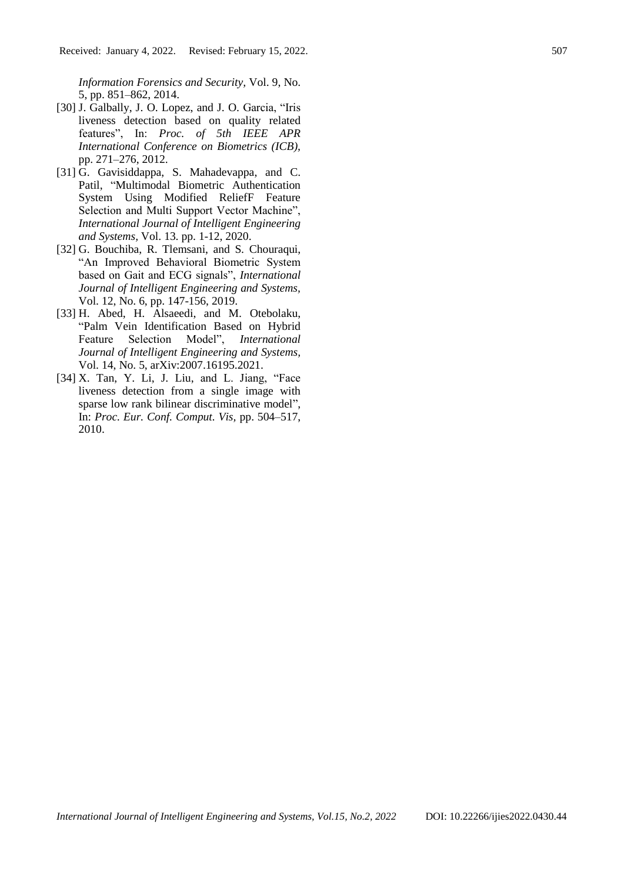*Information Forensics and Security*, Vol. 9, No. 5, pp. 851–862, 2014.

[30] J. Galbally, J. O. Lopez, and J. O. Garcia, "Iris liveness detection based on quality related features", In: *Proc. of 5th IEEE APR International Conference on Biometrics (ICB)*, pp. 271–276, 2012.

[31] G. Gavisiddappa, S. Mahadevappa, and C. Patil, "Multimodal Biometric Authentication System Using Modified ReliefF Feature Selection and Multi Support Vector Machine", *International Journal of Intelligent Engineering and Systems*, Vol. 13. pp. 1-12, 2020.

[32] G. Bouchiba, R. Tlemsani, and S. Chouraqui, "An Improved Behavioral Biometric System based on Gait and ECG signals", *International Journal of Intelligent Engineering and Systems*, Vol. 12, No. 6, pp. 147-156, 2019.

[33] H. Abed, H. Alsaeedi, and M. Otebolaku, "Palm Vein Identification Based on Hybrid Feature Selection Model", *International Journal of Intelligent Engineering and Systems*, Vol. 14, No. 5, arXiv:2007.16195.2021.

[34] X. Tan, Y. Li, J. Liu, and L. Jiang, "Face liveness detection from a single image with sparse low rank bilinear discriminative model", In: *Proc. Eur. Conf. Comput. Vis*, pp. 504–517, 2010.